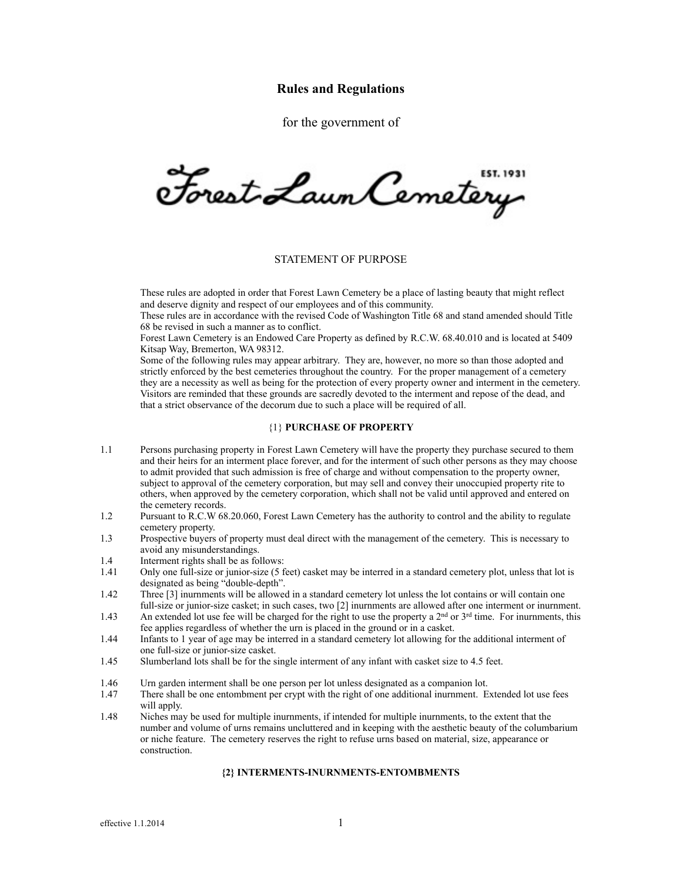# Rules and Regulations

for the government of

Forest Lawn Cemetery EST. 1931

## STATEMENT OF PURPOSE

These rules are adopted in order that Forest Lawn Cemetery be a place of lasting beauty that might reflect and deserve dignity and respect of our employees and of this community.
These rules are in accordance with the revised Code of Washington Title 68 and stand amended should Title 68 be revised in such a manner as to conflict.
Forest Lawn Cemetery is an Endowed Care Property as defined by R.C.W. 68.40.010 and is located at 5409 Kitsap Way, Bremerton, WA 98312.
Some of the following rules may appear arbitrary. They are, however, no more so than those adopted and strictly enforced by the best cemeteries throughout the country. For the proper management of a cemetery they are a necessity as well as being for the protection of every property owner and interment in the cemetery.
Visitors are reminded that these grounds are sacredly devoted to the interment and repose of the dead, and that a strict observance of the decorum due to such a place will be required of all.

### {1} PURCHASE OF PROPERTY

1.1 Persons purchasing property in Forest Lawn Cemetery will have the property they purchase secured to them and their heirs for an interment place forever, and for the interment of such other persons as they may choose to admit provided that such admission is free of charge and without compensation to the property owner, subject to approval of the cemetery corporation, but may sell and convey their unoccupied property rite to others, when approved by the cemetery corporation, which shall not be valid until approved and entered on the cemetery records.

1.2 Pursuant to R.C.W 68.20.060, Forest Lawn Cemetery has the authority to control and the ability to regulate cemetery property.

1.3 Prospective buyers of property must deal direct with the management of the cemetery. This is necessary to avoid any misunderstandings.

1.4 Interment rights shall be as follows:

1.41 Only one full-size or junior-size (5 feet) casket may be interred in a standard cemetery plot, unless that lot is designated as being "double-depth".

1.42 Three [3] inurnments will be allowed in a standard cemetery lot unless the lot contains or will contain one full-size or junior-size casket; in such cases, two [2] inurnments are allowed after one interment or inurnment.

1.43 An extended lot use fee will be charged for the right to use the property a 2nd or 3rd time. For inurnments, this fee applies regardless of whether the urn is placed in the ground or in a casket.

1.44 Infants to 1 year of age may be interred in a standard cemetery lot allowing for the additional interment of one full-size or junior-size casket.

1.45 Slumberland lots shall be for the single interment of any infant with casket size to 4.5 feet.

1.46 Urn garden interment shall be one person per lot unless designated as a companion lot.

1.47 There shall be one entombment per crypt with the right of one additional inurnment. Extended lot use fees will apply.

1.48 Niches may be used for multiple inurnments, if intended for multiple inurnments, to the extent that the number and volume of urns remains uncluttered and in keeping with the aesthetic beauty of the columbarium or niche feature. The cemetery reserves the right to refuse urns based on material, size, appearance or construction.

### {2} INTERMENTS-INURNMENTS-ENTOMBMENTS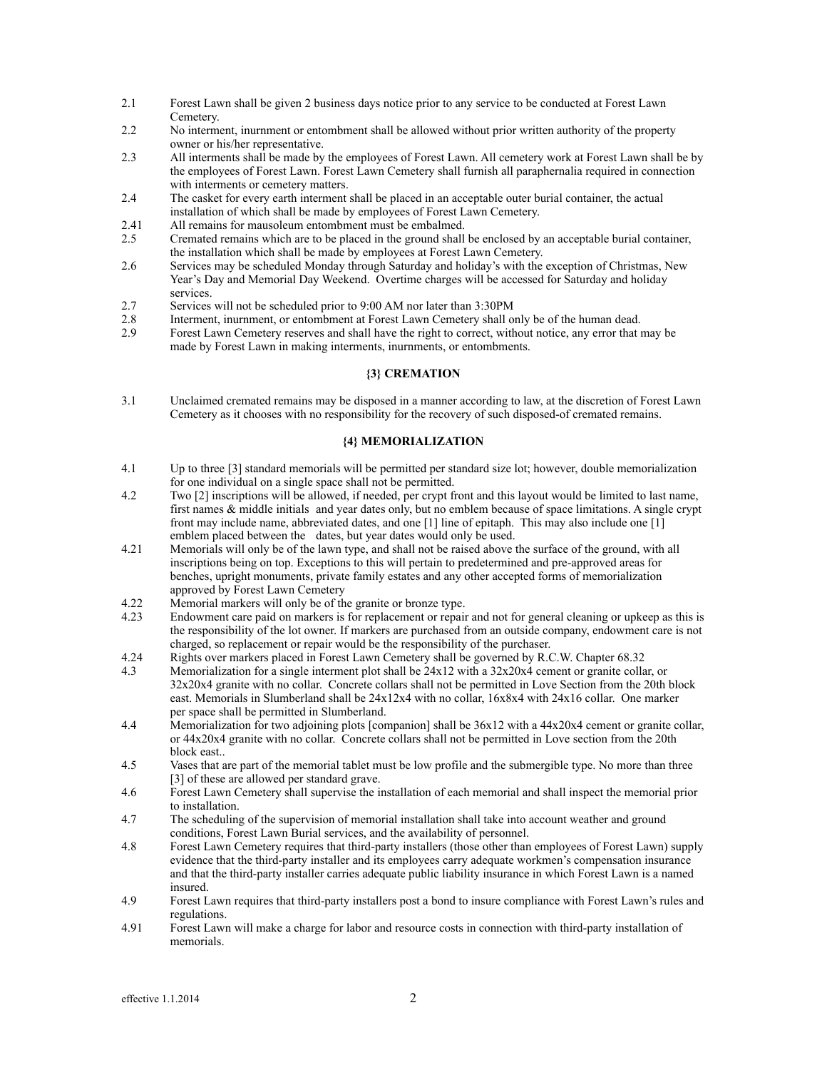2.1 Forest Lawn shall be given 2 business days notice prior to any service to be conducted at Forest Lawn Cemetery.

2.2 No interment, inurnment or entombment shall be allowed without prior written authority of the property owner or his/her representative.

2.3 All interments shall be made by the employees of Forest Lawn. All cemetery work at Forest Lawn shall be by the employees of Forest Lawn. Forest Lawn Cemetery shall furnish all paraphernalia required in connection with interments or cemetery matters.

2.4 The casket for every earth interment shall be placed in an acceptable outer burial container, the actual installation of which shall be made by employees of Forest Lawn Cemetery.

2.41 All remains for mausoleum entombment must be embalmed.

2.5 Cremated remains which are to be placed in the ground shall be enclosed by an acceptable burial container, the installation which shall be made by employees at Forest Lawn Cemetery.

2.6 Services may be scheduled Monday through Saturday and holiday's with the exception of Christmas, New Year's Day and Memorial Day Weekend. Overtime charges will be accessed for Saturday and holiday services.

2.7 Services will not be scheduled prior to 9:00 AM nor later than 3:30PM

2.8 Interment, inurnment, or entombment at Forest Lawn Cemetery shall only be of the human dead.

2.9 Forest Lawn Cemetery reserves and shall have the right to correct, without notice, any error that may be made by Forest Lawn in making interments, inurnments, or entombments.

**{3} CREMATION**

3.1 Unclaimed cremated remains may be disposed in a manner according to law, at the discretion of Forest Lawn Cemetery as it chooses with no responsibility for the recovery of such disposed-of cremated remains.

**{4} MEMORIALIZATION**

4.1 Up to three [3] standard memorials will be permitted per standard size lot; however, double memorialization for one individual on a single space shall not be permitted.

4.2 Two [2] inscriptions will be allowed, if needed, per crypt front and this layout would be limited to last name, first names & middle initials and year dates only, but no emblem because of space limitations. A single crypt front may include name, abbreviated dates, and one [1] line of epitaph. This may also include one [1] emblem placed between the dates, but year dates would only be used.

4.21 Memorials will only be of the lawn type, and shall not be raised above the surface of the ground, with all inscriptions being on top. Exceptions to this will pertain to predetermined and pre-approved areas for benches, upright monuments, private family estates and any other accepted forms of memorialization approved by Forest Lawn Cemetery

4.22 Memorial markers will only be of the granite or bronze type.

4.23 Endowment care paid on markers is for replacement or repair and not for general cleaning or upkeep as this is the responsibility of the lot owner. If markers are purchased from an outside company, endowment care is not charged, so replacement or repair would be the responsibility of the purchaser.

4.24 Rights over markers placed in Forest Lawn Cemetery shall be governed by R.C.W. Chapter 68.32

4.3 Memorialization for a single interment plot shall be 24x12 with a 32x20x4 cement or granite collar, or 32x20x4 granite with no collar. Concrete collars shall not be permitted in Love Section from the 20th block east. Memorials in Slumberland shall be 24x12x4 with no collar, 16x8x4 with 24x16 collar. One marker per space shall be permitted in Slumberland.

4.4 Memorialization for two adjoining plots [companion] shall be 36x12 with a 44x20x4 cement or granite collar, or 44x20x4 granite with no collar. Concrete collars shall not be permitted in Love section from the 20th block east..

4.5 Vases that are part of the memorial tablet must be low profile and the submergible type. No more than three [3] of these are allowed per standard grave.

4.6 Forest Lawn Cemetery shall supervise the installation of each memorial and shall inspect the memorial prior to installation.

4.7 The scheduling of the supervision of memorial installation shall take into account weather and ground conditions, Forest Lawn Burial services, and the availability of personnel.

4.8 Forest Lawn Cemetery requires that third-party installers (those other than employees of Forest Lawn) supply evidence that the third-party installer and its employees carry adequate workmen's compensation insurance and that the third-party installer carries adequate public liability insurance in which Forest Lawn is a named insured.

4.9 Forest Lawn requires that third-party installers post a bond to insure compliance with Forest Lawn's rules and regulations.

4.91 Forest Lawn will make a charge for labor and resource costs in connection with third-party installation of memorials.

effective 1.1.2014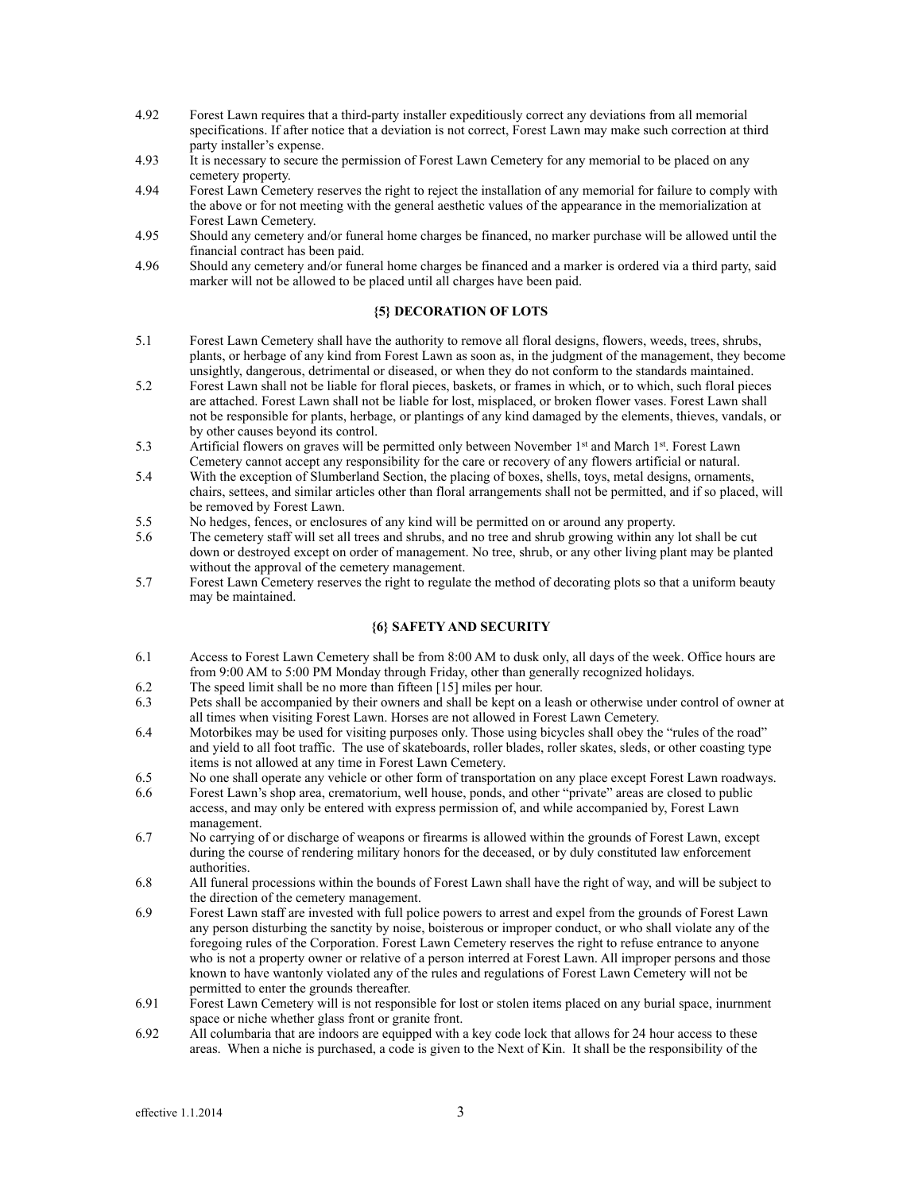4.92 Forest Lawn requires that a third-party installer expeditiously correct any deviations from all memorial specifications. If after notice that a deviation is not correct, Forest Lawn may make such correction at third party installer's expense.

4.93 It is necessary to secure the permission of Forest Lawn Cemetery for any memorial to be placed on any cemetery property.

4.94 Forest Lawn Cemetery reserves the right to reject the installation of any memorial for failure to comply with the above or for not meeting with the general aesthetic values of the appearance in the memorialization at Forest Lawn Cemetery.

4.95 Should any cemetery and/or funeral home charges be financed, no marker purchase will be allowed until the financial contract has been paid.

4.96 Should any cemetery and/or funeral home charges be financed and a marker is ordered via a third party, said marker will not be allowed to be placed until all charges have been paid.

## {5} DECORATION OF LOTS

5.1 Forest Lawn Cemetery shall have the authority to remove all floral designs, flowers, weeds, trees, shrubs, plants, or herbage of any kind from Forest Lawn as soon as, in the judgment of the management, they become unsightly, dangerous, detrimental or diseased, or when they do not conform to the standards maintained.

5.2 Forest Lawn shall not be liable for floral pieces, baskets, or frames in which, or to which, such floral pieces are attached. Forest Lawn shall not be liable for lost, misplaced, or broken flower vases. Forest Lawn shall not be responsible for plants, herbage, or plantings of any kind damaged by the elements, thieves, vandals, or by other causes beyond its control.

5.3 Artificial flowers on graves will be permitted only between November 1st and March 1st. Forest Lawn Cemetery cannot accept any responsibility for the care or recovery of any flowers artificial or natural.

5.4 With the exception of Slumberland Section, the placing of boxes, shells, toys, metal designs, ornaments, chairs, settees, and similar articles other than floral arrangements shall not be permitted, and if so placed, will be removed by Forest Lawn.

5.5 No hedges, fences, or enclosures of any kind will be permitted on or around any property.

5.6 The cemetery staff will set all trees and shrubs, and no tree and shrub growing within any lot shall be cut down or destroyed except on order of management. No tree, shrub, or any other living plant may be planted without the approval of the cemetery management.

5.7 Forest Lawn Cemetery reserves the right to regulate the method of decorating plots so that a uniform beauty may be maintained.

## {6} SAFETY AND SECURITY

6.1 Access to Forest Lawn Cemetery shall be from 8:00 AM to dusk only, all days of the week. Office hours are from 9:00 AM to 5:00 PM Monday through Friday, other than generally recognized holidays.

6.2 The speed limit shall be no more than fifteen [15] miles per hour.

6.3 Pets shall be accompanied by their owners and shall be kept on a leash or otherwise under control of owner at all times when visiting Forest Lawn. Horses are not allowed in Forest Lawn Cemetery.

6.4 Motorbikes may be used for visiting purposes only. Those using bicycles shall obey the "rules of the road" and yield to all foot traffic. The use of skateboards, roller blades, roller skates, sleds, or other coasting type items is not allowed at any time in Forest Lawn Cemetery.

6.5 No one shall operate any vehicle or other form of transportation on any place except Forest Lawn roadways.

6.6 Forest Lawn's shop area, crematorium, well house, ponds, and other "private" areas are closed to public access, and may only be entered with express permission of, and while accompanied by, Forest Lawn management.

6.7 No carrying of or discharge of weapons or firearms is allowed within the grounds of Forest Lawn, except during the course of rendering military honors for the deceased, or by duly constituted law enforcement authorities.

6.8 All funeral processions within the bounds of Forest Lawn shall have the right of way, and will be subject to the direction of the cemetery management.

6.9 Forest Lawn staff are invested with full police powers to arrest and expel from the grounds of Forest Lawn any person disturbing the sanctity by noise, boisterous or improper conduct, or who shall violate any of the foregoing rules of the Corporation. Forest Lawn Cemetery reserves the right to refuse entrance to anyone who is not a property owner or relative of a person interred at Forest Lawn. All improper persons and those known to have wantonly violated any of the rules and regulations of Forest Lawn Cemetery will not be permitted to enter the grounds thereafter.

6.91 Forest Lawn Cemetery will is not responsible for lost or stolen items placed on any burial space, inurnment space or niche whether glass front or granite front.

6.92 All columbaria that are indoors are equipped with a key code lock that allows for 24 hour access to these areas. When a niche is purchased, a code is given to the Next of Kin. It shall be the responsibility of the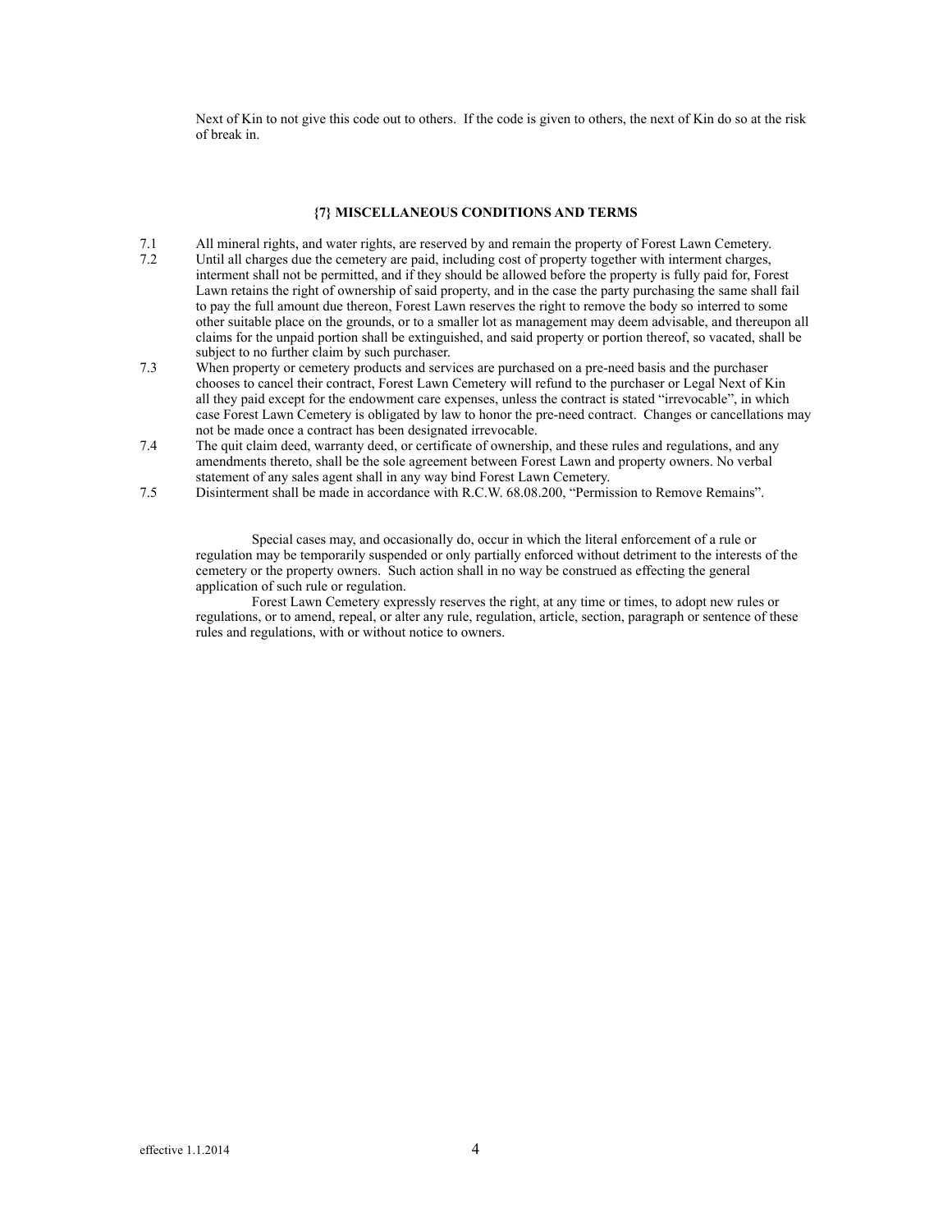Next of Kin to not give this code out to others. If the code is given to others, the next of Kin do so at the risk of break in.

### {7} MISCELLANEOUS CONDITIONS AND TERMS

7.1 All mineral rights, and water rights, are reserved by and remain the property of Forest Lawn Cemetery.

7.2 Until all charges due the cemetery are paid, including cost of property together with interment charges, interment shall not be permitted, and if they should be allowed before the property is fully paid for, Forest Lawn retains the right of ownership of said property, and in the case the party purchasing the same shall fail to pay the full amount due thereon, Forest Lawn reserves the right to remove the body so interred to some other suitable place on the grounds, or to a smaller lot as management may deem advisable, and thereupon all claims for the unpaid portion shall be extinguished, and said property or portion thereof, so vacated, shall be subject to no further claim by such purchaser.

7.3 When property or cemetery products and services are purchased on a pre-need basis and the purchaser chooses to cancel their contract, Forest Lawn Cemetery will refund to the purchaser or Legal Next of Kin all they paid except for the endowment care expenses, unless the contract is stated "irrevocable", in which case Forest Lawn Cemetery is obligated by law to honor the pre-need contract. Changes or cancellations may not be made once a contract has been designated irrevocable.

7.4 The quit claim deed, warranty deed, or certificate of ownership, and these rules and regulations, and any amendments thereto, shall be the sole agreement between Forest Lawn and property owners. No verbal statement of any sales agent shall in any way bind Forest Lawn Cemetery.

7.5 Disinterment shall be made in accordance with R.C.W. 68.08.200, "Permission to Remove Remains".

Special cases may, and occasionally do, occur in which the literal enforcement of a rule or regulation may be temporarily suspended or only partially enforced without detriment to the interests of the cemetery or the property owners. Such action shall in no way be construed as effecting the general application of such rule or regulation.

Forest Lawn Cemetery expressly reserves the right, at any time or times, to adopt new rules or regulations, or to amend, repeal, or alter any rule, regulation, article, section, paragraph or sentence of these rules and regulations, with or without notice to owners.

effective 1.1.2014